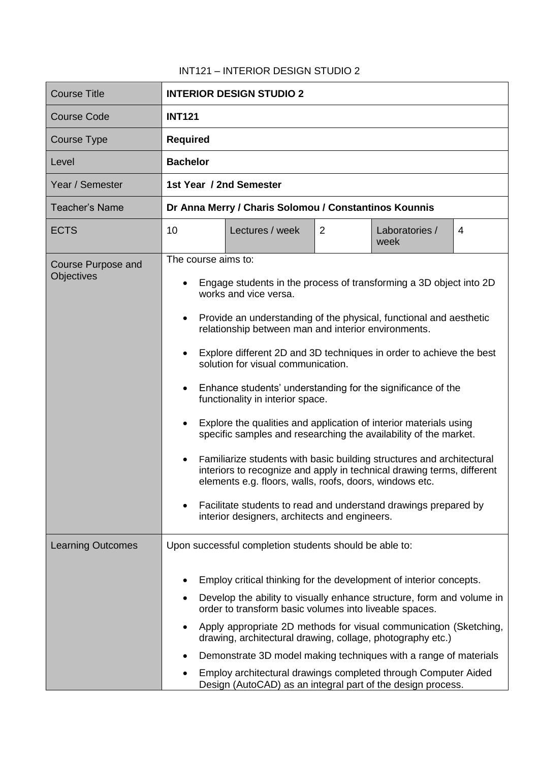INT121 – INTERIOR DESIGN STUDIO 2

| Course Title | **INTERIOR DESIGN STUDIO 2** | | | | |
|---|---|---|---|---|---|
| Course Code | **INT121** | | | | |
| Course Type | **Required** | | | | |
| Level | **Bachelor** | | | | |
| Year / Semester | **1st Year / 2nd Semester** | | | | |
| Teacher's Name | **Dr Anna Merry / Charis Solomou / Constantinos Kounnis** | | | | |
| ECTS | 10 | Lectures / week | 2 | Laboratories / week | 4 |
| Course Purpose and Objectives | The course aims to:<br>• Engage students in the process of transforming a 3D object into 2D works and vice versa.<br>• Provide an understanding of the physical, functional and aesthetic relationship between man and interior environments.<br>• Explore different 2D and 3D techniques in order to achieve the best solution for visual communication.<br>• Enhance students' understanding for the significance of the functionality in interior space.<br>• Explore the qualities and application of interior materials using specific samples and researching the availability of the market.<br>• Familiarize students with basic building structures and architectural interiors to recognize and apply in technical drawing terms, different elements e.g. floors, walls, roofs, doors, windows etc.<br>• Facilitate students to read and understand drawings prepared by interior designers, architects and engineers. | | | | |
| Learning Outcomes | Upon successful completion students should be able to:<br>• Employ critical thinking for the development of interior concepts.<br>• Develop the ability to visually enhance structure, form and volume in order to transform basic volumes into liveable spaces.<br>• Apply appropriate 2D methods for visual communication (Sketching, drawing, architectural drawing, collage, photography etc.)<br>• Demonstrate 3D model making techniques with a range of materials<br>• Employ architectural drawings completed through Computer Aided Design (AutoCAD) as an integral part of the design process. | | | | |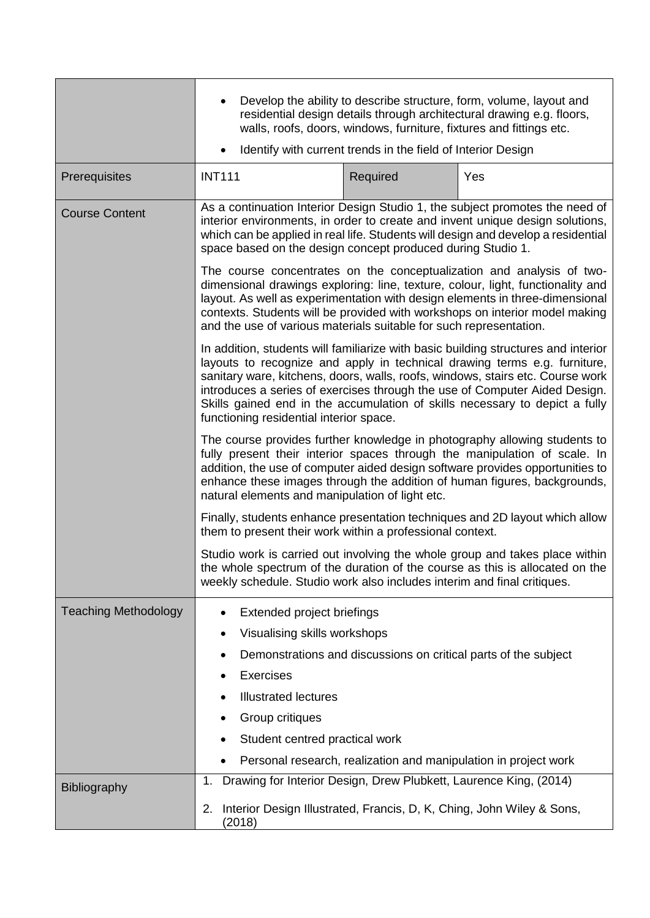| | | | |
|---|---|---|---|
| | • Develop the ability to describe structure, form, volume, layout and residential design details through architectural drawing e.g. floors, walls, roofs, doors, windows, furniture, fixtures and fittings etc.<br>• Identify with current trends in the field of Interior Design | | |
| Prerequisites | INT111 | Required | Yes |
| Course Content | As a continuation Interior Design Studio 1, the subject promotes the need of interior environments, in order to create and invent unique design solutions, which can be applied in real life. Students will design and develop a residential space based on the design concept produced during Studio 1.<br><br>The course concentrates on the conceptualization and analysis of two-dimensional drawings exploring: line, texture, colour, light, functionality and layout. As well as experimentation with design elements in three-dimensional contexts. Students will be provided with workshops on interior model making and the use of various materials suitable for such representation.<br><br>In addition, students will familiarize with basic building structures and interior layouts to recognize and apply in technical drawing terms e.g. furniture, sanitary ware, kitchens, doors, walls, roofs, windows, stairs etc. Course work introduces a series of exercises through the use of Computer Aided Design. Skills gained end in the accumulation of skills necessary to depict a fully functioning residential interior space.<br><br>The course provides further knowledge in photography allowing students to fully present their interior spaces through the manipulation of scale. In addition, the use of computer aided design software provides opportunities to enhance these images through the addition of human figures, backgrounds, natural elements and manipulation of light etc.<br><br>Finally, students enhance presentation techniques and 2D layout which allow them to present their work within a professional context.<br><br>Studio work is carried out involving the whole group and takes place within the whole spectrum of the duration of the course as this is allocated on the weekly schedule. Studio work also includes interim and final critiques. | | |
| Teaching Methodology | • Extended project briefings<br>• Visualising skills workshops<br>• Demonstrations and discussions on critical parts of the subject<br>• Exercises<br>• Illustrated lectures<br>• Group critiques<br>• Student centred practical work<br>• Personal research, realization and manipulation in project work | | |
| Bibliography | 1. Drawing for Interior Design, Drew Plubkett, Laurence King, (2014)<br>2. Interior Design Illustrated, Francis, D, K, Ching, John Wiley & Sons, (2018) | | |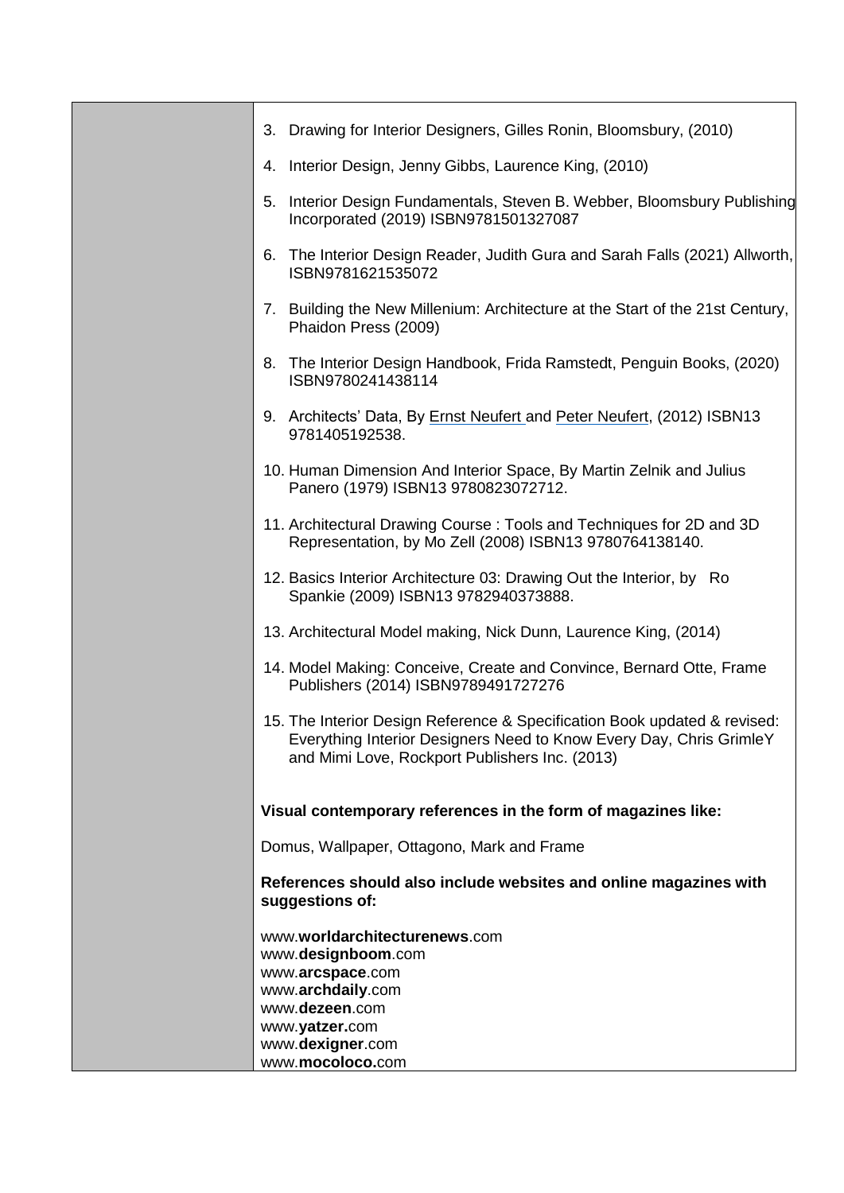3. Drawing for Interior Designers, Gilles Ronin, Bloomsbury, (2010)
4. Interior Design, Jenny Gibbs, Laurence King, (2010)
5. Interior Design Fundamentals, Steven B. Webber, Bloomsbury Publishing Incorporated (2019) ISBN9781501327087
6. The Interior Design Reader, Judith Gura and Sarah Falls (2021) Allworth, ISBN9781621535072
7. Building the New Millenium: Architecture at the Start of the 21st Century, Phaidon Press (2009)
8. The Interior Design Handbook, Frida Ramstedt, Penguin Books, (2020) ISBN9780241438114
9. Architects' Data, By Ernst Neufert and Peter Neufert, (2012) ISBN13 9781405192538.
10. Human Dimension And Interior Space, By Martin Zelnik and Julius Panero (1979) ISBN13 9780823072712.
11. Architectural Drawing Course : Tools and Techniques for 2D and 3D Representation, by Mo Zell (2008) ISBN13 9780764138140.
12. Basics Interior Architecture 03: Drawing Out the Interior, by Ro Spankie (2009) ISBN13 9782940373888.
13. Architectural Model making, Nick Dunn, Laurence King, (2014)
14. Model Making: Conceive, Create and Convince, Bernard Otte, Frame Publishers (2014) ISBN9789491727276
15. The Interior Design Reference & Specification Book updated & revised: Everything Interior Designers Need to Know Every Day, Chris GrimleY and Mimi Love, Rockport Publishers Inc. (2013)

**Visual contemporary references in the form of magazines like:**

Domus, Wallpaper, Ottagono, Mark and Frame

**References should also include websites and online magazines with suggestions of:**

www.**worldarchitecturenews**.com
www.**designboom**.com
www.**arcspace**.com
www.**archdaily**.com
www.**dezeen**.com
www.**yatzer.**com
www.**dexigner**.com
www.**mocoloco.**com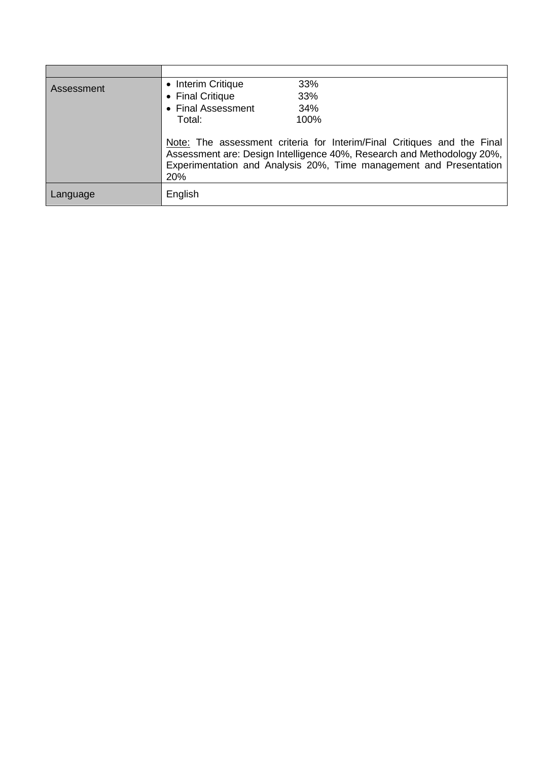| | |
|---|---|
| Assessment | • Interim Critique 33%<br>• Final Critique 33%<br>• Final Assessment 34%<br>Total: 100%<br><br>Note: The assessment criteria for Interim/Final Critiques and the Final Assessment are: Design Intelligence 40%, Research and Methodology 20%, Experimentation and Analysis 20%, Time management and Presentation 20% |
| Language | English |